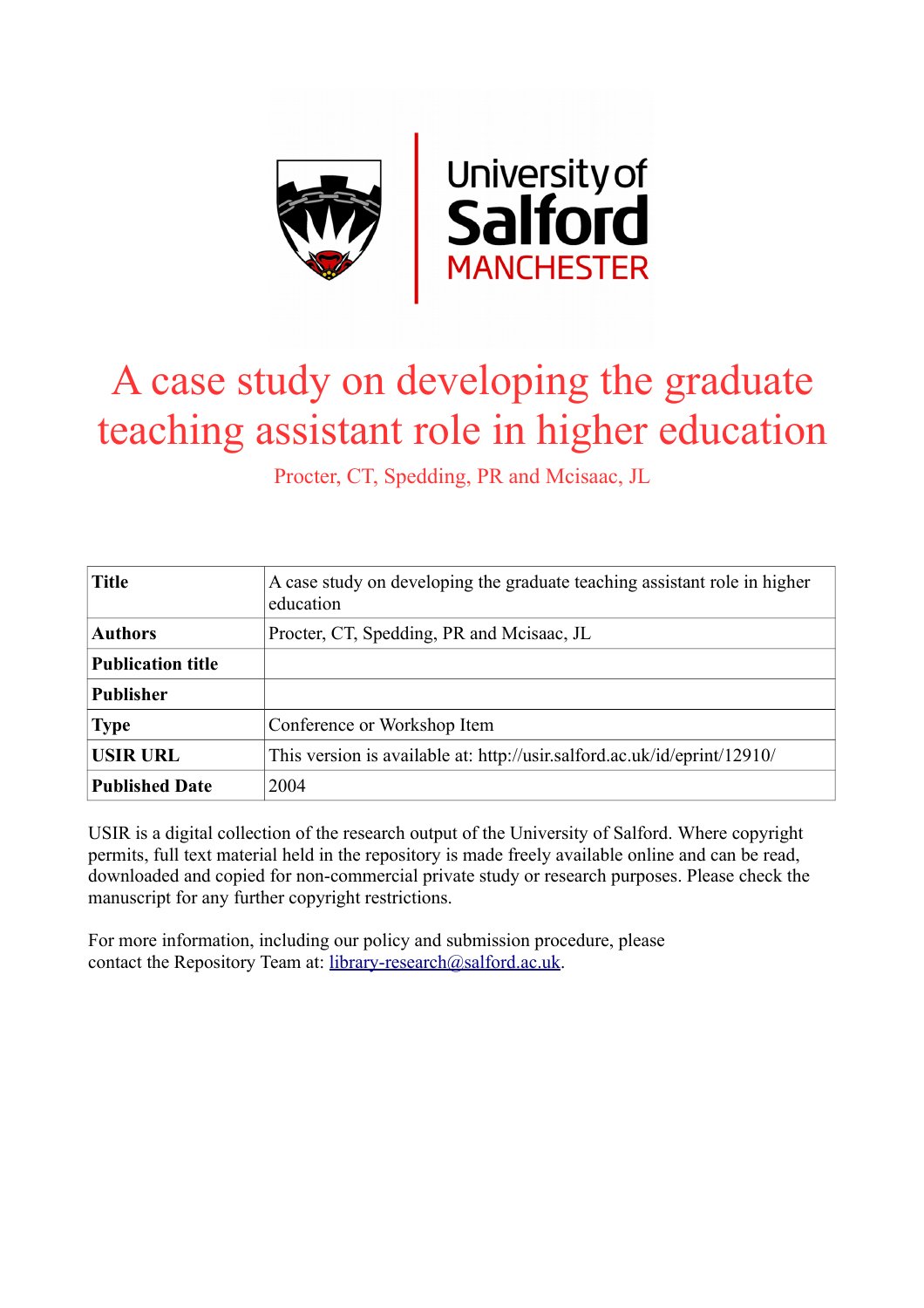# A case study on developing the graduate teaching assistant role in higher education

Procter, CT, Spedding, PR and Mcisaac, JL

| | |
|---|---|
| **Title** | A case study on developing the graduate teaching assistant role in higher education |
| **Authors** | Procter, CT, Spedding, PR and Mcisaac, JL |
| **Publication title** | |
| **Publisher** | |
| **Type** | Conference or Workshop Item |
| **USIR URL** | This version is available at: http://usir.salford.ac.uk/id/eprint/12910/ |
| **Published Date** | 2004 |

USIR is a digital collection of the research output of the University of Salford. Where copyright permits, full text material held in the repository is made freely available online and can be read, downloaded and copied for non-commercial private study or research purposes. Please check the manuscript for any further copyright restrictions.

For more information, including our policy and submission procedure, please contact the Repository Team at: library-research@salford.ac.uk.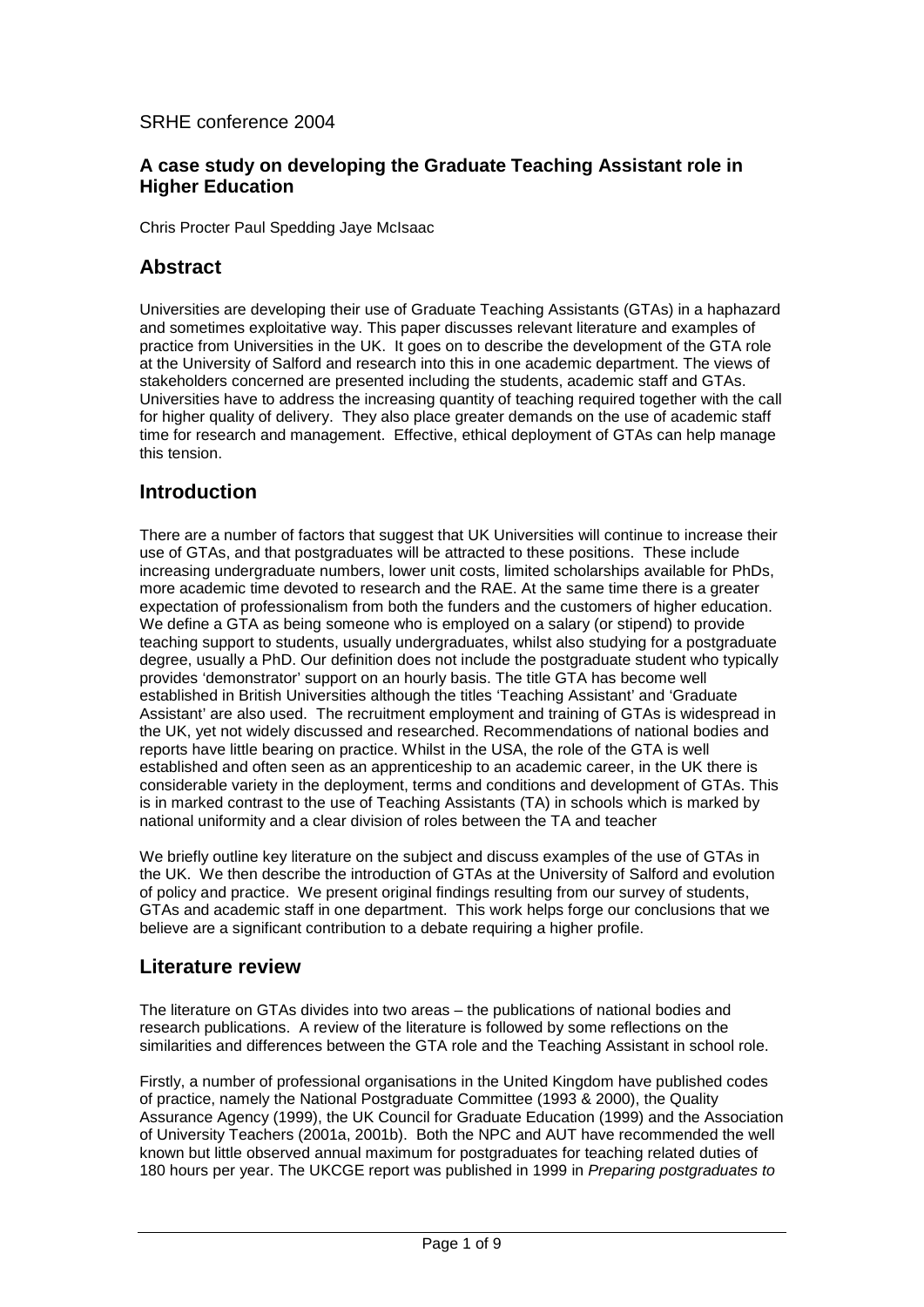SRHE conference 2004

### A case study on developing the Graduate Teaching Assistant role in Higher Education

Chris Procter Paul Spedding Jaye McIsaac

## Abstract

Universities are developing their use of Graduate Teaching Assistants (GTAs) in a haphazard and sometimes exploitative way. This paper discusses relevant literature and examples of practice from Universities in the UK. It goes on to describe the development of the GTA role at the University of Salford and research into this in one academic department. The views of stakeholders concerned are presented including the students, academic staff and GTAs. Universities have to address the increasing quantity of teaching required together with the call for higher quality of delivery. They also place greater demands on the use of academic staff time for research and management. Effective, ethical deployment of GTAs can help manage this tension.

## Introduction

There are a number of factors that suggest that UK Universities will continue to increase their use of GTAs, and that postgraduates will be attracted to these positions. These include increasing undergraduate numbers, lower unit costs, limited scholarships available for PhDs, more academic time devoted to research and the RAE. At the same time there is a greater expectation of professionalism from both the funders and the customers of higher education. We define a GTA as being someone who is employed on a salary (or stipend) to provide teaching support to students, usually undergraduates, whilst also studying for a postgraduate degree, usually a PhD. Our definition does not include the postgraduate student who typically provides 'demonstrator' support on an hourly basis. The title GTA has become well established in British Universities although the titles 'Teaching Assistant' and 'Graduate Assistant' are also used. The recruitment employment and training of GTAs is widespread in the UK, yet not widely discussed and researched. Recommendations of national bodies and reports have little bearing on practice. Whilst in the USA, the role of the GTA is well established and often seen as an apprenticeship to an academic career, in the UK there is considerable variety in the deployment, terms and conditions and development of GTAs. This is in marked contrast to the use of Teaching Assistants (TA) in schools which is marked by national uniformity and a clear division of roles between the TA and teacher

We briefly outline key literature on the subject and discuss examples of the use of GTAs in the UK. We then describe the introduction of GTAs at the University of Salford and evolution of policy and practice. We present original findings resulting from our survey of students, GTAs and academic staff in one department. This work helps forge our conclusions that we believe are a significant contribution to a debate requiring a higher profile.

## Literature review

The literature on GTAs divides into two areas – the publications of national bodies and research publications. A review of the literature is followed by some reflections on the similarities and differences between the GTA role and the Teaching Assistant in school role.

Firstly, a number of professional organisations in the United Kingdom have published codes of practice, namely the National Postgraduate Committee (1993 & 2000), the Quality Assurance Agency (1999), the UK Council for Graduate Education (1999) and the Association of University Teachers (2001a, 2001b). Both the NPC and AUT have recommended the well known but little observed annual maximum for postgraduates for teaching related duties of 180 hours per year. The UKCGE report was published in 1999 in *Preparing postgraduates to*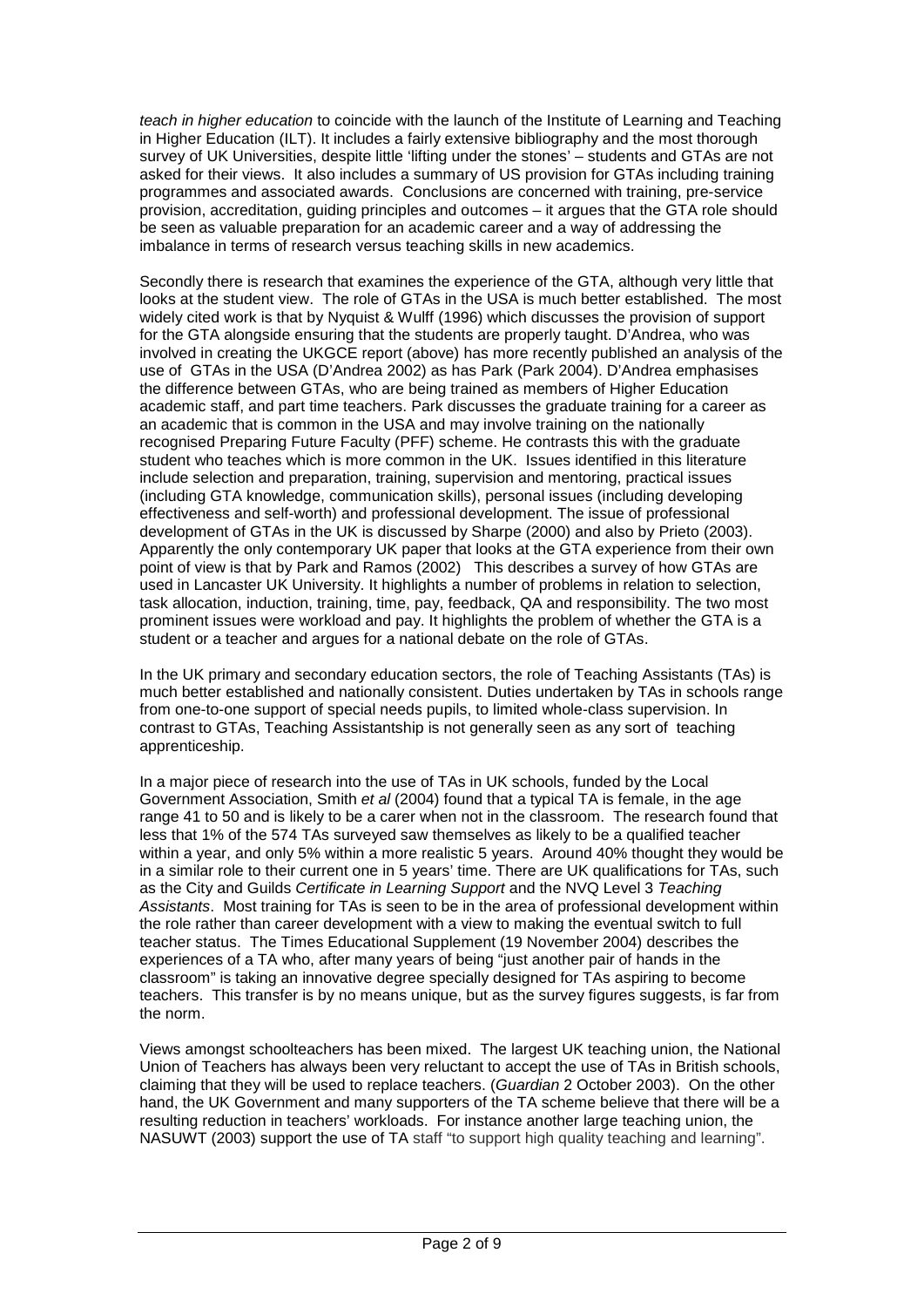*teach in higher education* to coincide with the launch of the Institute of Learning and Teaching in Higher Education (ILT). It includes a fairly extensive bibliography and the most thorough survey of UK Universities, despite little 'lifting under the stones' – students and GTAs are not asked for their views. It also includes a summary of US provision for GTAs including training programmes and associated awards. Conclusions are concerned with training, pre-service provision, accreditation, guiding principles and outcomes – it argues that the GTA role should be seen as valuable preparation for an academic career and a way of addressing the imbalance in terms of research versus teaching skills in new academics.

Secondly there is research that examines the experience of the GTA, although very little that looks at the student view. The role of GTAs in the USA is much better established. The most widely cited work is that by Nyquist & Wulff (1996) which discusses the provision of support for the GTA alongside ensuring that the students are properly taught. D'Andrea, who was involved in creating the UKGCE report (above) has more recently published an analysis of the use of GTAs in the USA (D'Andrea 2002) as has Park (Park 2004). D'Andrea emphasises the difference between GTAs, who are being trained as members of Higher Education academic staff, and part time teachers. Park discusses the graduate training for a career as an academic that is common in the USA and may involve training on the nationally recognised Preparing Future Faculty (PFF) scheme. He contrasts this with the graduate student who teaches which is more common in the UK. Issues identified in this literature include selection and preparation, training, supervision and mentoring, practical issues (including GTA knowledge, communication skills), personal issues (including developing effectiveness and self-worth) and professional development. The issue of professional development of GTAs in the UK is discussed by Sharpe (2000) and also by Prieto (2003). Apparently the only contemporary UK paper that looks at the GTA experience from their own point of view is that by Park and Ramos (2002) This describes a survey of how GTAs are used in Lancaster UK University. It highlights a number of problems in relation to selection, task allocation, induction, training, time, pay, feedback, QA and responsibility. The two most prominent issues were workload and pay. It highlights the problem of whether the GTA is a student or a teacher and argues for a national debate on the role of GTAs.

In the UK primary and secondary education sectors, the role of Teaching Assistants (TAs) is much better established and nationally consistent. Duties undertaken by TAs in schools range from one-to-one support of special needs pupils, to limited whole-class supervision. In contrast to GTAs, Teaching Assistantship is not generally seen as any sort of teaching apprenticeship.

In a major piece of research into the use of TAs in UK schools, funded by the Local Government Association, Smith *et al* (2004) found that a typical TA is female, in the age range 41 to 50 and is likely to be a carer when not in the classroom. The research found that less that 1% of the 574 TAs surveyed saw themselves as likely to be a qualified teacher within a year, and only 5% within a more realistic 5 years. Around 40% thought they would be in a similar role to their current one in 5 years' time. There are UK qualifications for TAs, such as the City and Guilds *Certificate in Learning Support* and the NVQ Level 3 *Teaching Assistants*. Most training for TAs is seen to be in the area of professional development within the role rather than career development with a view to making the eventual switch to full teacher status. The Times Educational Supplement (19 November 2004) describes the experiences of a TA who, after many years of being "just another pair of hands in the classroom" is taking an innovative degree specially designed for TAs aspiring to become teachers. This transfer is by no means unique, but as the survey figures suggests, is far from the norm.

Views amongst schoolteachers has been mixed. The largest UK teaching union, the National Union of Teachers has always been very reluctant to accept the use of TAs in British schools, claiming that they will be used to replace teachers. (*Guardian* 2 October 2003). On the other hand, the UK Government and many supporters of the TA scheme believe that there will be a resulting reduction in teachers' workloads. For instance another large teaching union, the NASUWT (2003) support the use of TA staff "to support high quality teaching and learning".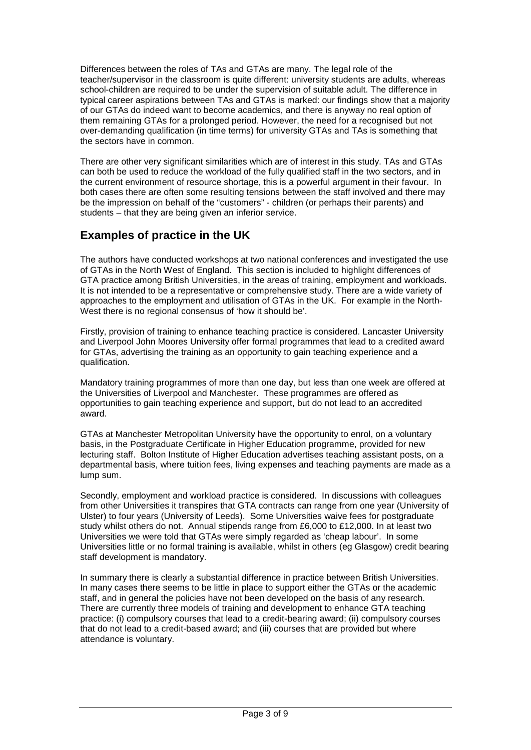Differences between the roles of TAs and GTAs are many. The legal role of the teacher/supervisor in the classroom is quite different: university students are adults, whereas school-children are required to be under the supervision of suitable adult. The difference in typical career aspirations between TAs and GTAs is marked: our findings show that a majority of our GTAs do indeed want to become academics, and there is anyway no real option of them remaining GTAs for a prolonged period. However, the need for a recognised but not over-demanding qualification (in time terms) for university GTAs and TAs is something that the sectors have in common.

There are other very significant similarities which are of interest in this study. TAs and GTAs can both be used to reduce the workload of the fully qualified staff in the two sectors, and in the current environment of resource shortage, this is a powerful argument in their favour. In both cases there are often some resulting tensions between the staff involved and there may be the impression on behalf of the "customers" - children (or perhaps their parents) and students – that they are being given an inferior service.

## Examples of practice in the UK

The authors have conducted workshops at two national conferences and investigated the use of GTAs in the North West of England. This section is included to highlight differences of GTA practice among British Universities, in the areas of training, employment and workloads. It is not intended to be a representative or comprehensive study. There are a wide variety of approaches to the employment and utilisation of GTAs in the UK. For example in the North-West there is no regional consensus of 'how it should be'.

Firstly, provision of training to enhance teaching practice is considered. Lancaster University and Liverpool John Moores University offer formal programmes that lead to a credited award for GTAs, advertising the training as an opportunity to gain teaching experience and a qualification.

Mandatory training programmes of more than one day, but less than one week are offered at the Universities of Liverpool and Manchester. These programmes are offered as opportunities to gain teaching experience and support, but do not lead to an accredited award.

GTAs at Manchester Metropolitan University have the opportunity to enrol, on a voluntary basis, in the Postgraduate Certificate in Higher Education programme, provided for new lecturing staff. Bolton Institute of Higher Education advertises teaching assistant posts, on a departmental basis, where tuition fees, living expenses and teaching payments are made as a lump sum.

Secondly, employment and workload practice is considered. In discussions with colleagues from other Universities it transpires that GTA contracts can range from one year (University of Ulster) to four years (University of Leeds). Some Universities waive fees for postgraduate study whilst others do not. Annual stipends range from £6,000 to £12,000. In at least two Universities we were told that GTAs were simply regarded as 'cheap labour'. In some Universities little or no formal training is available, whilst in others (eg Glasgow) credit bearing staff development is mandatory.

In summary there is clearly a substantial difference in practice between British Universities. In many cases there seems to be little in place to support either the GTAs or the academic staff, and in general the policies have not been developed on the basis of any research. There are currently three models of training and development to enhance GTA teaching practice: (i) compulsory courses that lead to a credit-bearing award; (ii) compulsory courses that do not lead to a credit-based award; and (iii) courses that are provided but where attendance is voluntary.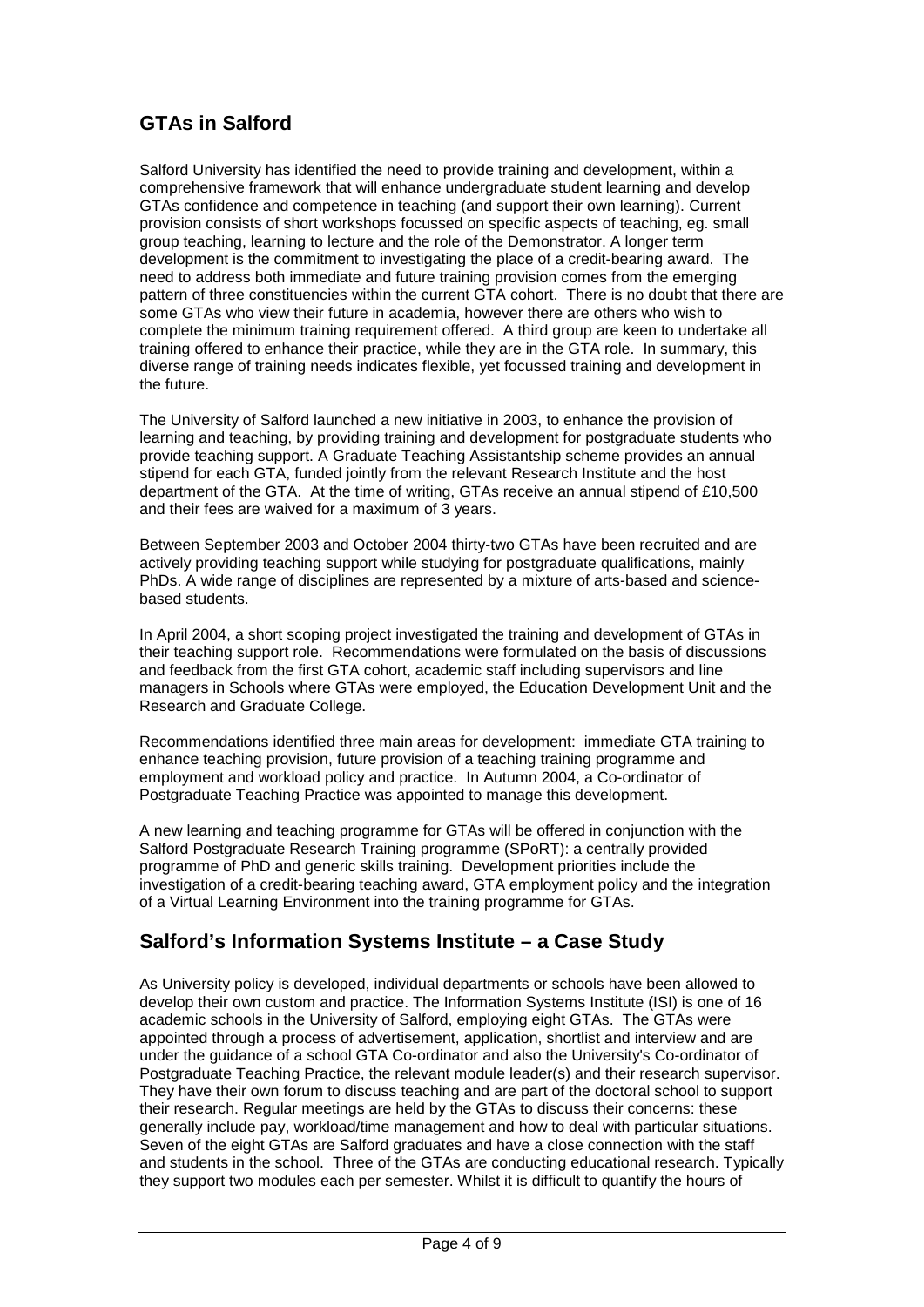## GTAs in Salford

Salford University has identified the need to provide training and development, within a comprehensive framework that will enhance undergraduate student learning and develop GTAs confidence and competence in teaching (and support their own learning). Current provision consists of short workshops focussed on specific aspects of teaching, eg. small group teaching, learning to lecture and the role of the Demonstrator. A longer term development is the commitment to investigating the place of a credit-bearing award. The need to address both immediate and future training provision comes from the emerging pattern of three constituencies within the current GTA cohort. There is no doubt that there are some GTAs who view their future in academia, however there are others who wish to complete the minimum training requirement offered. A third group are keen to undertake all training offered to enhance their practice, while they are in the GTA role. In summary, this diverse range of training needs indicates flexible, yet focussed training and development in the future.

The University of Salford launched a new initiative in 2003, to enhance the provision of learning and teaching, by providing training and development for postgraduate students who provide teaching support. A Graduate Teaching Assistantship scheme provides an annual stipend for each GTA, funded jointly from the relevant Research Institute and the host department of the GTA. At the time of writing, GTAs receive an annual stipend of £10,500 and their fees are waived for a maximum of 3 years.

Between September 2003 and October 2004 thirty-two GTAs have been recruited and are actively providing teaching support while studying for postgraduate qualifications, mainly PhDs. A wide range of disciplines are represented by a mixture of arts-based and science-based students.

In April 2004, a short scoping project investigated the training and development of GTAs in their teaching support role. Recommendations were formulated on the basis of discussions and feedback from the first GTA cohort, academic staff including supervisors and line managers in Schools where GTAs were employed, the Education Development Unit and the Research and Graduate College.

Recommendations identified three main areas for development: immediate GTA training to enhance teaching provision, future provision of a teaching training programme and employment and workload policy and practice. In Autumn 2004, a Co-ordinator of Postgraduate Teaching Practice was appointed to manage this development.

A new learning and teaching programme for GTAs will be offered in conjunction with the Salford Postgraduate Research Training programme (SPoRT): a centrally provided programme of PhD and generic skills training. Development priorities include the investigation of a credit-bearing teaching award, GTA employment policy and the integration of a Virtual Learning Environment into the training programme for GTAs.

## Salford's Information Systems Institute – a Case Study

As University policy is developed, individual departments or schools have been allowed to develop their own custom and practice. The Information Systems Institute (ISI) is one of 16 academic schools in the University of Salford, employing eight GTAs. The GTAs were appointed through a process of advertisement, application, shortlist and interview and are under the guidance of a school GTA Co-ordinator and also the University's Co-ordinator of Postgraduate Teaching Practice, the relevant module leader(s) and their research supervisor. They have their own forum to discuss teaching and are part of the doctoral school to support their research. Regular meetings are held by the GTAs to discuss their concerns: these generally include pay, workload/time management and how to deal with particular situations. Seven of the eight GTAs are Salford graduates and have a close connection with the staff and students in the school. Three of the GTAs are conducting educational research. Typically they support two modules each per semester. Whilst it is difficult to quantify the hours of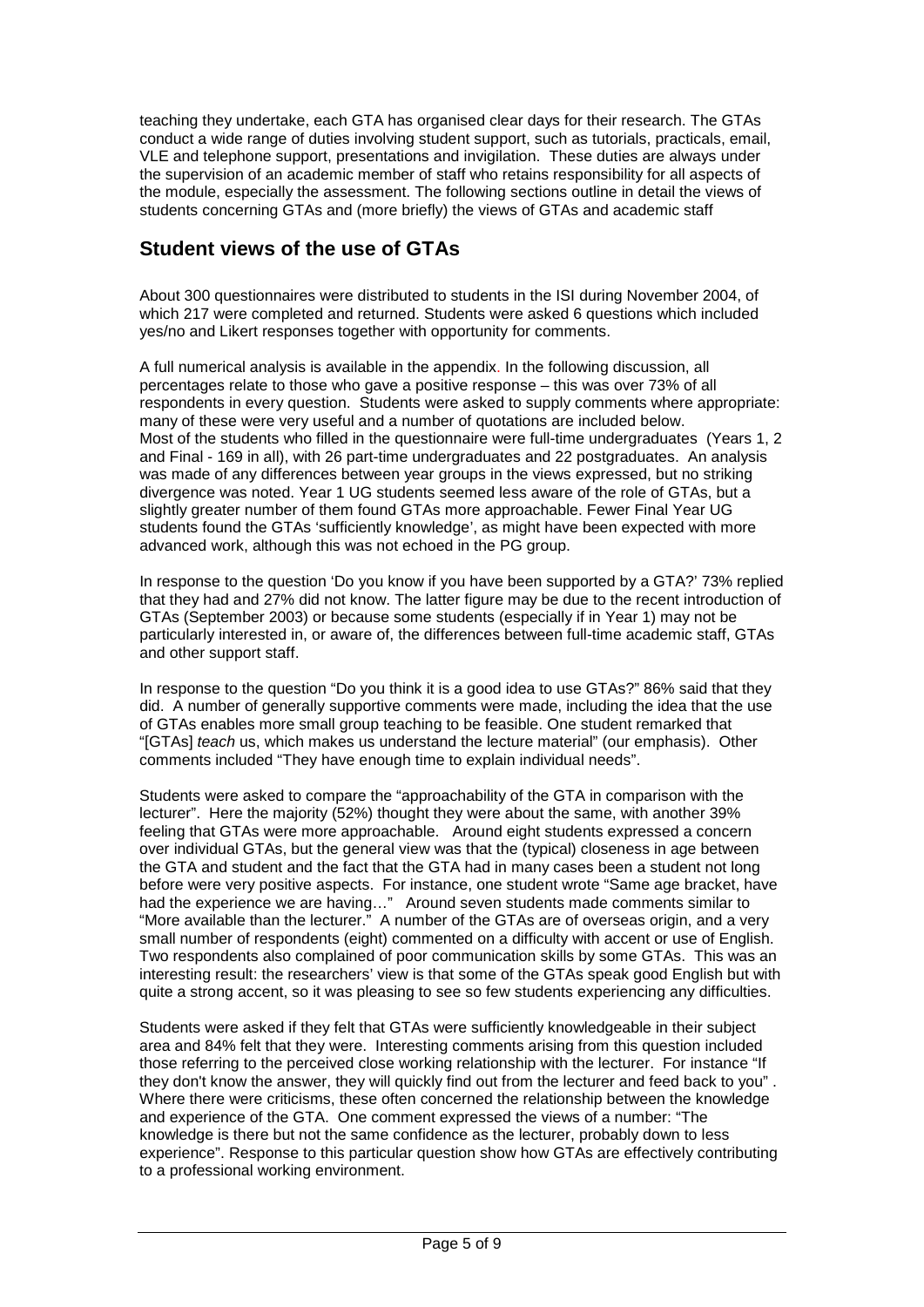teaching they undertake, each GTA has organised clear days for their research. The GTAs conduct a wide range of duties involving student support, such as tutorials, practicals, email, VLE and telephone support, presentations and invigilation. These duties are always under the supervision of an academic member of staff who retains responsibility for all aspects of the module, especially the assessment. The following sections outline in detail the views of students concerning GTAs and (more briefly) the views of GTAs and academic staff

## Student views of the use of GTAs

About 300 questionnaires were distributed to students in the ISI during November 2004, of which 217 were completed and returned. Students were asked 6 questions which included yes/no and Likert responses together with opportunity for comments.

A full numerical analysis is available in the appendix. In the following discussion, all percentages relate to those who gave a positive response – this was over 73% of all respondents in every question. Students were asked to supply comments where appropriate: many of these were very useful and a number of quotations are included below.
Most of the students who filled in the questionnaire were full-time undergraduates (Years 1, 2 and Final - 169 in all), with 26 part-time undergraduates and 22 postgraduates. An analysis was made of any differences between year groups in the views expressed, but no striking divergence was noted. Year 1 UG students seemed less aware of the role of GTAs, but a slightly greater number of them found GTAs more approachable. Fewer Final Year UG students found the GTAs 'sufficiently knowledge', as might have been expected with more advanced work, although this was not echoed in the PG group.

In response to the question 'Do you know if you have been supported by a GTA?' 73% replied that they had and 27% did not know. The latter figure may be due to the recent introduction of GTAs (September 2003) or because some students (especially if in Year 1) may not be particularly interested in, or aware of, the differences between full-time academic staff, GTAs and other support staff.

In response to the question "Do you think it is a good idea to use GTAs?" 86% said that they did. A number of generally supportive comments were made, including the idea that the use of GTAs enables more small group teaching to be feasible. One student remarked that "[GTAs] *teach* us, which makes us understand the lecture material" (our emphasis). Other comments included "They have enough time to explain individual needs".

Students were asked to compare the "approachability of the GTA in comparison with the lecturer". Here the majority (52%) thought they were about the same, with another 39% feeling that GTAs were more approachable. Around eight students expressed a concern over individual GTAs, but the general view was that the (typical) closeness in age between the GTA and student and the fact that the GTA had in many cases been a student not long before were very positive aspects. For instance, one student wrote "Same age bracket, have had the experience we are having…" Around seven students made comments similar to "More available than the lecturer." A number of the GTAs are of overseas origin, and a very small number of respondents (eight) commented on a difficulty with accent or use of English. Two respondents also complained of poor communication skills by some GTAs. This was an interesting result: the researchers' view is that some of the GTAs speak good English but with quite a strong accent, so it was pleasing to see so few students experiencing any difficulties.

Students were asked if they felt that GTAs were sufficiently knowledgeable in their subject area and 84% felt that they were. Interesting comments arising from this question included those referring to the perceived close working relationship with the lecturer. For instance "If they don't know the answer, they will quickly find out from the lecturer and feed back to you" . Where there were criticisms, these often concerned the relationship between the knowledge and experience of the GTA. One comment expressed the views of a number: "The knowledge is there but not the same confidence as the lecturer, probably down to less experience". Response to this particular question show how GTAs are effectively contributing to a professional working environment.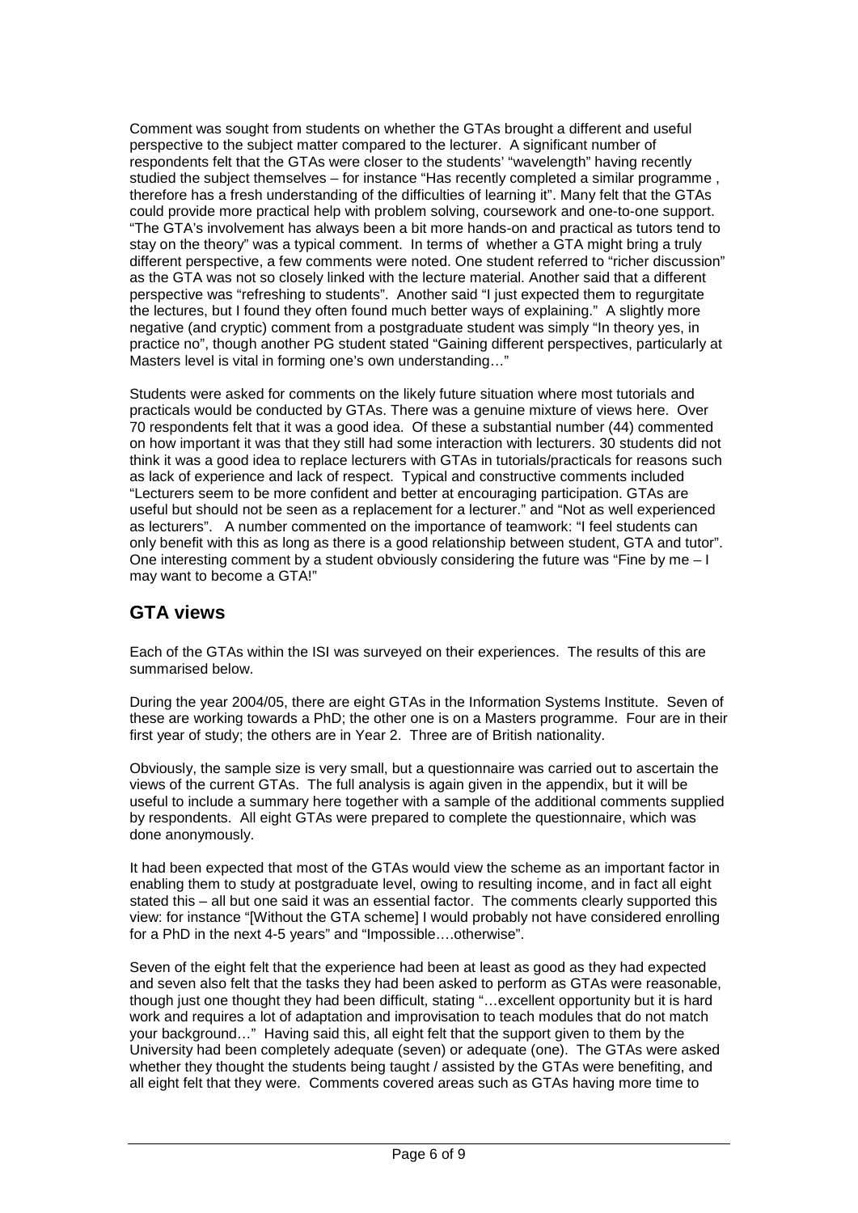Comment was sought from students on whether the GTAs brought a different and useful perspective to the subject matter compared to the lecturer. A significant number of respondents felt that the GTAs were closer to the students' "wavelength" having recently studied the subject themselves – for instance "Has recently completed a similar programme , therefore has a fresh understanding of the difficulties of learning it". Many felt that the GTAs could provide more practical help with problem solving, coursework and one-to-one support. "The GTA's involvement has always been a bit more hands-on and practical as tutors tend to stay on the theory" was a typical comment. In terms of whether a GTA might bring a truly different perspective, a few comments were noted. One student referred to "richer discussion" as the GTA was not so closely linked with the lecture material. Another said that a different perspective was "refreshing to students". Another said "I just expected them to regurgitate the lectures, but I found they often found much better ways of explaining." A slightly more negative (and cryptic) comment from a postgraduate student was simply "In theory yes, in practice no", though another PG student stated "Gaining different perspectives, particularly at Masters level is vital in forming one's own understanding…"

Students were asked for comments on the likely future situation where most tutorials and practicals would be conducted by GTAs. There was a genuine mixture of views here. Over 70 respondents felt that it was a good idea. Of these a substantial number (44) commented on how important it was that they still had some interaction with lecturers. 30 students did not think it was a good idea to replace lecturers with GTAs in tutorials/practicals for reasons such as lack of experience and lack of respect. Typical and constructive comments included "Lecturers seem to be more confident and better at encouraging participation. GTAs are useful but should not be seen as a replacement for a lecturer." and "Not as well experienced as lecturers". A number commented on the importance of teamwork: "I feel students can only benefit with this as long as there is a good relationship between student, GTA and tutor". One interesting comment by a student obviously considering the future was "Fine by me – I may want to become a GTA!"

## GTA views

Each of the GTAs within the ISI was surveyed on their experiences. The results of this are summarised below.

During the year 2004/05, there are eight GTAs in the Information Systems Institute. Seven of these are working towards a PhD; the other one is on a Masters programme. Four are in their first year of study; the others are in Year 2. Three are of British nationality.

Obviously, the sample size is very small, but a questionnaire was carried out to ascertain the views of the current GTAs. The full analysis is again given in the appendix, but it will be useful to include a summary here together with a sample of the additional comments supplied by respondents. All eight GTAs were prepared to complete the questionnaire, which was done anonymously.

It had been expected that most of the GTAs would view the scheme as an important factor in enabling them to study at postgraduate level, owing to resulting income, and in fact all eight stated this – all but one said it was an essential factor. The comments clearly supported this view: for instance "[Without the GTA scheme] I would probably not have considered enrolling for a PhD in the next 4-5 years" and "Impossible….otherwise".

Seven of the eight felt that the experience had been at least as good as they had expected and seven also felt that the tasks they had been asked to perform as GTAs were reasonable, though just one thought they had been difficult, stating "…excellent opportunity but it is hard work and requires a lot of adaptation and improvisation to teach modules that do not match your background…" Having said this, all eight felt that the support given to them by the University had been completely adequate (seven) or adequate (one). The GTAs were asked whether they thought the students being taught / assisted by the GTAs were benefiting, and all eight felt that they were. Comments covered areas such as GTAs having more time to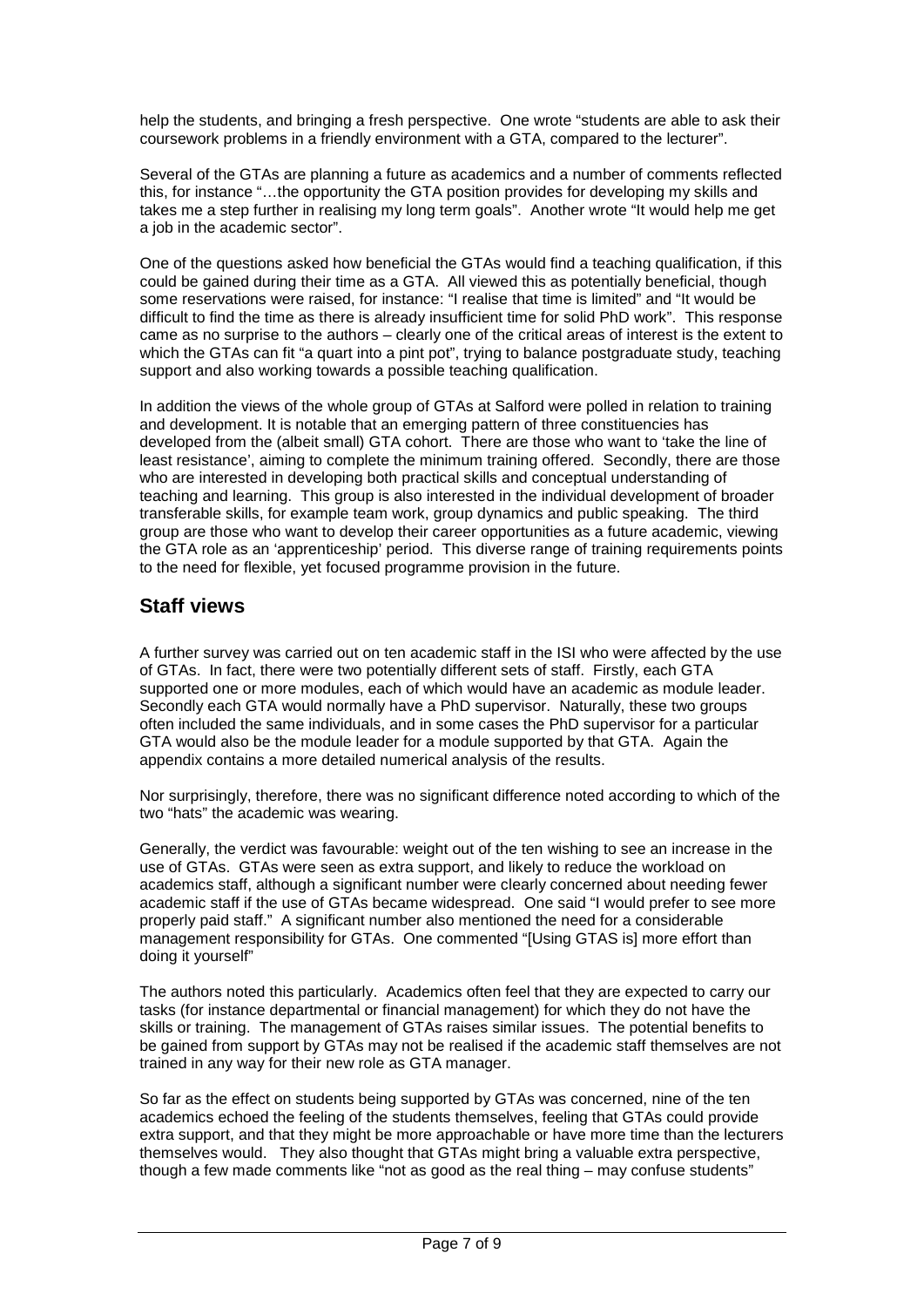help the students, and bringing a fresh perspective. One wrote "students are able to ask their coursework problems in a friendly environment with a GTA, compared to the lecturer".

Several of the GTAs are planning a future as academics and a number of comments reflected this, for instance "…the opportunity the GTA position provides for developing my skills and takes me a step further in realising my long term goals". Another wrote "It would help me get a job in the academic sector".

One of the questions asked how beneficial the GTAs would find a teaching qualification, if this could be gained during their time as a GTA. All viewed this as potentially beneficial, though some reservations were raised, for instance: "I realise that time is limited" and "It would be difficult to find the time as there is already insufficient time for solid PhD work". This response came as no surprise to the authors – clearly one of the critical areas of interest is the extent to which the GTAs can fit "a quart into a pint pot", trying to balance postgraduate study, teaching support and also working towards a possible teaching qualification.

In addition the views of the whole group of GTAs at Salford were polled in relation to training and development. It is notable that an emerging pattern of three constituencies has developed from the (albeit small) GTA cohort. There are those who want to 'take the line of least resistance', aiming to complete the minimum training offered. Secondly, there are those who are interested in developing both practical skills and conceptual understanding of teaching and learning. This group is also interested in the individual development of broader transferable skills, for example team work, group dynamics and public speaking. The third group are those who want to develop their career opportunities as a future academic, viewing the GTA role as an 'apprenticeship' period. This diverse range of training requirements points to the need for flexible, yet focused programme provision in the future.

## Staff views

A further survey was carried out on ten academic staff in the ISI who were affected by the use of GTAs. In fact, there were two potentially different sets of staff. Firstly, each GTA supported one or more modules, each of which would have an academic as module leader. Secondly each GTA would normally have a PhD supervisor. Naturally, these two groups often included the same individuals, and in some cases the PhD supervisor for a particular GTA would also be the module leader for a module supported by that GTA. Again the appendix contains a more detailed numerical analysis of the results.

Nor surprisingly, therefore, there was no significant difference noted according to which of the two "hats" the academic was wearing.

Generally, the verdict was favourable: weight out of the ten wishing to see an increase in the use of GTAs. GTAs were seen as extra support, and likely to reduce the workload on academics staff, although a significant number were clearly concerned about needing fewer academic staff if the use of GTAs became widespread. One said "I would prefer to see more properly paid staff." A significant number also mentioned the need for a considerable management responsibility for GTAs. One commented "[Using GTAS is] more effort than doing it yourself"

The authors noted this particularly. Academics often feel that they are expected to carry our tasks (for instance departmental or financial management) for which they do not have the skills or training. The management of GTAs raises similar issues. The potential benefits to be gained from support by GTAs may not be realised if the academic staff themselves are not trained in any way for their new role as GTA manager.

So far as the effect on students being supported by GTAs was concerned, nine of the ten academics echoed the feeling of the students themselves, feeling that GTAs could provide extra support, and that they might be more approachable or have more time than the lecturers themselves would. They also thought that GTAs might bring a valuable extra perspective, though a few made comments like "not as good as the real thing – may confuse students"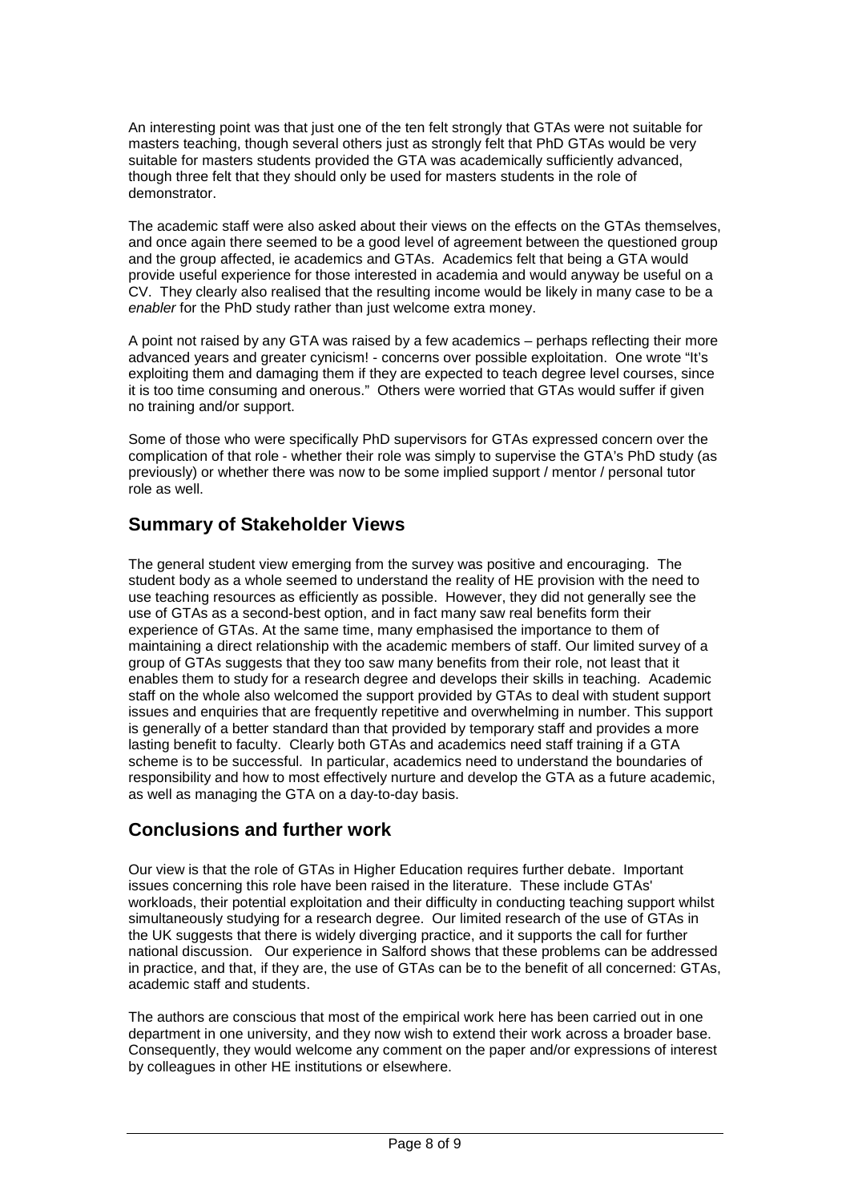An interesting point was that just one of the ten felt strongly that GTAs were not suitable for masters teaching, though several others just as strongly felt that PhD GTAs would be very suitable for masters students provided the GTA was academically sufficiently advanced, though three felt that they should only be used for masters students in the role of demonstrator.

The academic staff were also asked about their views on the effects on the GTAs themselves, and once again there seemed to be a good level of agreement between the questioned group and the group affected, ie academics and GTAs. Academics felt that being a GTA would provide useful experience for those interested in academia and would anyway be useful on a CV. They clearly also realised that the resulting income would be likely in many case to be a *enabler* for the PhD study rather than just welcome extra money.

A point not raised by any GTA was raised by a few academics – perhaps reflecting their more advanced years and greater cynicism! - concerns over possible exploitation. One wrote "It's exploiting them and damaging them if they are expected to teach degree level courses, since it is too time consuming and onerous." Others were worried that GTAs would suffer if given no training and/or support.

Some of those who were specifically PhD supervisors for GTAs expressed concern over the complication of that role - whether their role was simply to supervise the GTA's PhD study (as previously) or whether there was now to be some implied support / mentor / personal tutor role as well.

## Summary of Stakeholder Views

The general student view emerging from the survey was positive and encouraging. The student body as a whole seemed to understand the reality of HE provision with the need to use teaching resources as efficiently as possible. However, they did not generally see the use of GTAs as a second-best option, and in fact many saw real benefits form their experience of GTAs. At the same time, many emphasised the importance to them of maintaining a direct relationship with the academic members of staff. Our limited survey of a group of GTAs suggests that they too saw many benefits from their role, not least that it enables them to study for a research degree and develops their skills in teaching. Academic staff on the whole also welcomed the support provided by GTAs to deal with student support issues and enquiries that are frequently repetitive and overwhelming in number. This support is generally of a better standard than that provided by temporary staff and provides a more lasting benefit to faculty. Clearly both GTAs and academics need staff training if a GTA scheme is to be successful. In particular, academics need to understand the boundaries of responsibility and how to most effectively nurture and develop the GTA as a future academic, as well as managing the GTA on a day-to-day basis.

## Conclusions and further work

Our view is that the role of GTAs in Higher Education requires further debate. Important issues concerning this role have been raised in the literature. These include GTAs' workloads, their potential exploitation and their difficulty in conducting teaching support whilst simultaneously studying for a research degree. Our limited research of the use of GTAs in the UK suggests that there is widely diverging practice, and it supports the call for further national discussion. Our experience in Salford shows that these problems can be addressed in practice, and that, if they are, the use of GTAs can be to the benefit of all concerned: GTAs, academic staff and students.

The authors are conscious that most of the empirical work here has been carried out in one department in one university, and they now wish to extend their work across a broader base. Consequently, they would welcome any comment on the paper and/or expressions of interest by colleagues in other HE institutions or elsewhere.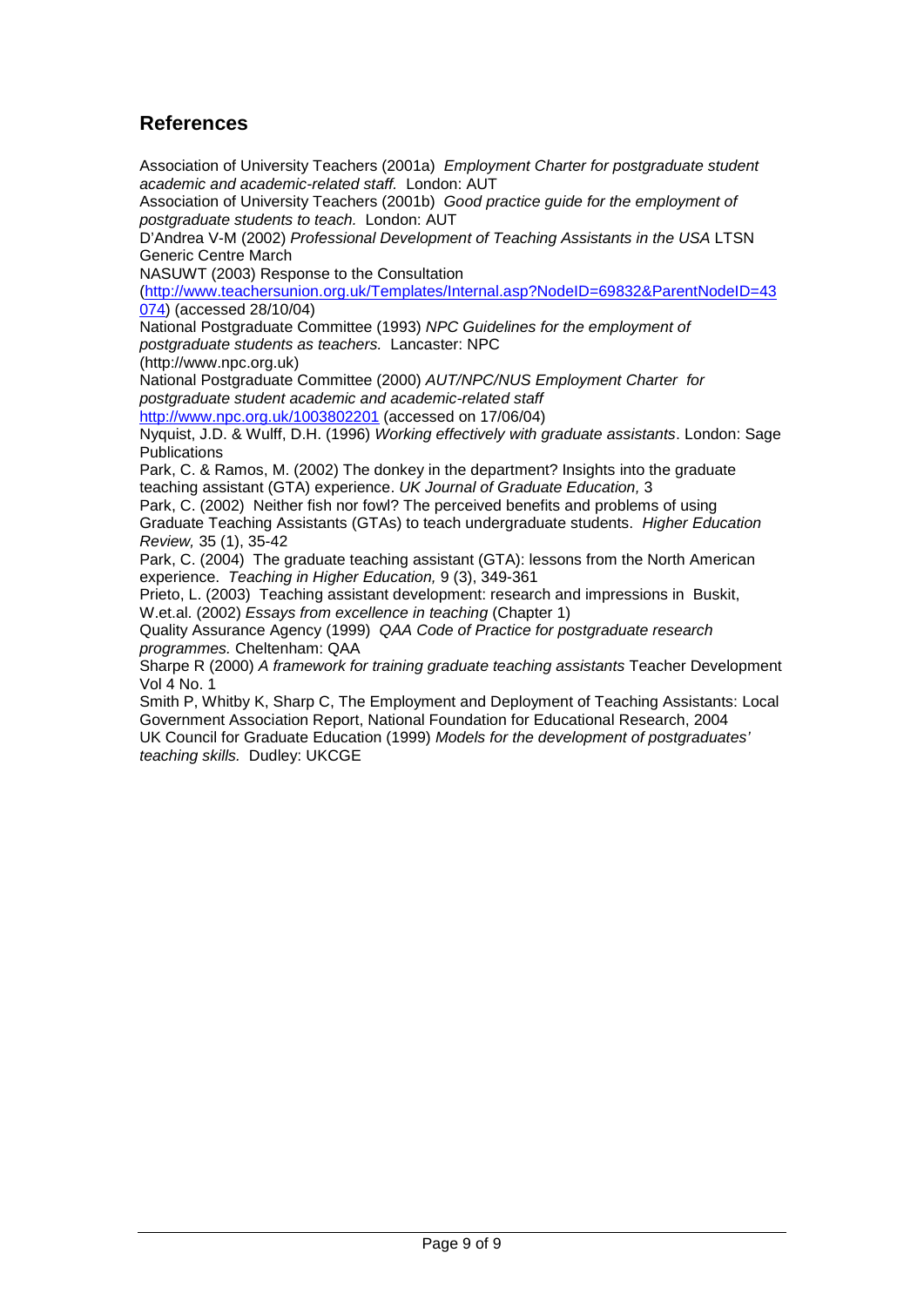## References

Association of University Teachers (2001a) *Employment Charter for postgraduate student academic and academic-related staff.* London: AUT

Association of University Teachers (2001b) *Good practice guide for the employment of postgraduate students to teach.* London: AUT

D'Andrea V-M (2002) *Professional Development of Teaching Assistants in the USA* LTSN Generic Centre March

NASUWT (2003) Response to the Consultation (http://www.teachersunion.org.uk/Templates/Internal.asp?NodeID=69832&ParentNodeID=43074) (accessed 28/10/04)

National Postgraduate Committee (1993) *NPC Guidelines for the employment of postgraduate students as teachers.* Lancaster: NPC (http://www.npc.org.uk)

National Postgraduate Committee (2000) *AUT/NPC/NUS Employment Charter for postgraduate student academic and academic-related staff* http://www.npc.org.uk/1003802201 (accessed on 17/06/04)

Nyquist, J.D. & Wulff, D.H. (1996) *Working effectively with graduate assistants*. London: Sage Publications

Park, C. & Ramos, M. (2002) The donkey in the department? Insights into the graduate teaching assistant (GTA) experience. *UK Journal of Graduate Education,* 3

Park, C. (2002) Neither fish nor fowl? The perceived benefits and problems of using Graduate Teaching Assistants (GTAs) to teach undergraduate students. *Higher Education Review,* 35 (1), 35-42

Park, C. (2004) The graduate teaching assistant (GTA): lessons from the North American experience. *Teaching in Higher Education,* 9 (3), 349-361

Prieto, L. (2003) Teaching assistant development: research and impressions in Buskit, W.et.al. (2002) *Essays from excellence in teaching* (Chapter 1)

Quality Assurance Agency (1999) *QAA Code of Practice for postgraduate research programmes.* Cheltenham: QAA

Sharpe R (2000) *A framework for training graduate teaching assistants* Teacher Development Vol 4 No. 1

Smith P, Whitby K, Sharp C, The Employment and Deployment of Teaching Assistants: Local Government Association Report, National Foundation for Educational Research, 2004

UK Council for Graduate Education (1999) *Models for the development of postgraduates' teaching skills.* Dudley: UKCGE